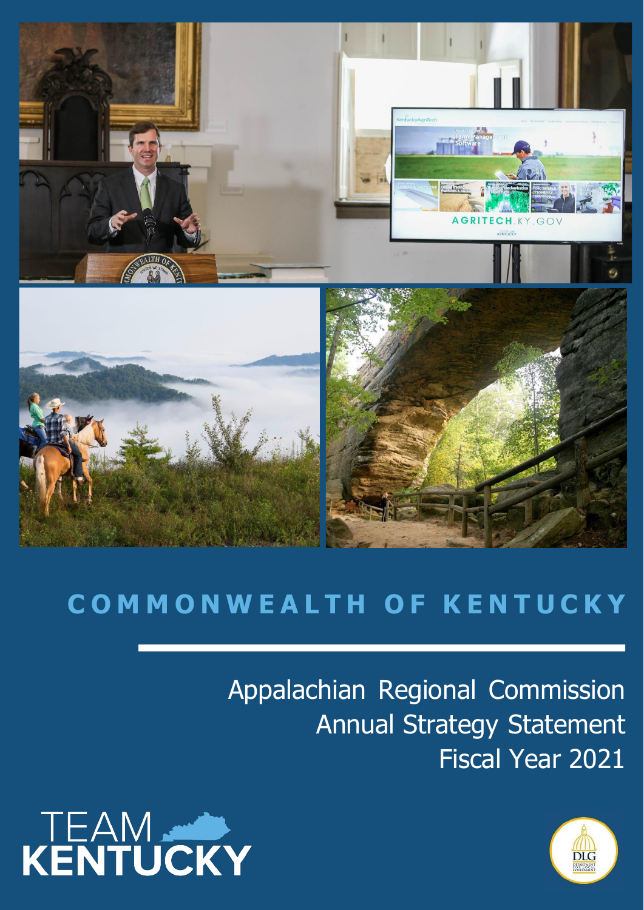# COMMONWEALTH OF KENTUCKY

Appalachian Regional Commission
Annual Strategy Statement
Fiscal Year 2021

TEAM KENTUCKY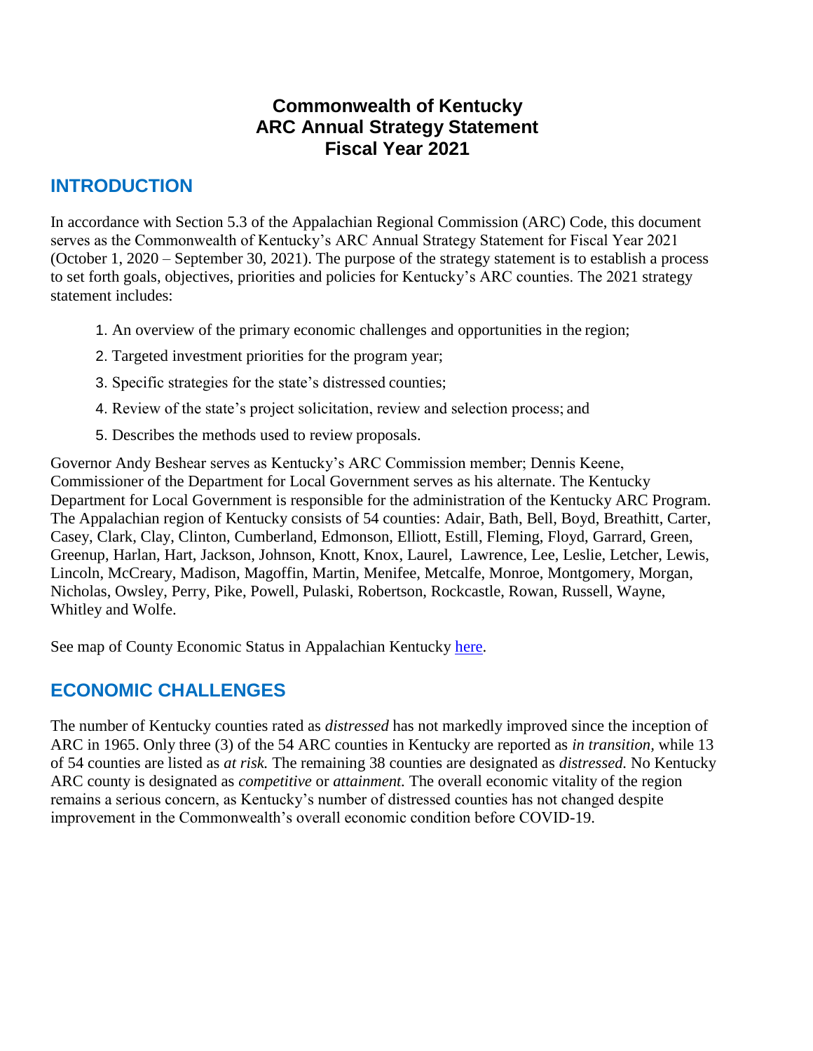# Commonwealth of Kentucky
# ARC Annual Strategy Statement
# Fiscal Year 2021

## INTRODUCTION

In accordance with Section 5.3 of the Appalachian Regional Commission (ARC) Code, this document serves as the Commonwealth of Kentucky's ARC Annual Strategy Statement for Fiscal Year 2021 (October 1, 2020 – September 30, 2021). The purpose of the strategy statement is to establish a process to set forth goals, objectives, priorities and policies for Kentucky's ARC counties. The 2021 strategy statement includes:

1. An overview of the primary economic challenges and opportunities in the region;
2. Targeted investment priorities for the program year;
3. Specific strategies for the state's distressed counties;
4. Review of the state's project solicitation, review and selection process; and
5. Describes the methods used to review proposals.

Governor Andy Beshear serves as Kentucky's ARC Commission member; Dennis Keene, Commissioner of the Department for Local Government serves as his alternate. The Kentucky Department for Local Government is responsible for the administration of the Kentucky ARC Program. The Appalachian region of Kentucky consists of 54 counties: Adair, Bath, Bell, Boyd, Breathitt, Carter, Casey, Clark, Clay, Clinton, Cumberland, Edmonson, Elliott, Estill, Fleming, Floyd, Garrard, Green, Greenup, Harlan, Hart, Jackson, Johnson, Knott, Knox, Laurel, Lawrence, Lee, Leslie, Letcher, Lewis, Lincoln, McCreary, Madison, Magoffin, Martin, Menifee, Metcalfe, Monroe, Montgomery, Morgan, Nicholas, Owsley, Perry, Pike, Powell, Pulaski, Robertson, Rockcastle, Rowan, Russell, Wayne, Whitley and Wolfe.

See map of County Economic Status in Appalachian Kentucky here.

## ECONOMIC CHALLENGES

The number of Kentucky counties rated as *distressed* has not markedly improved since the inception of ARC in 1965. Only three (3) of the 54 ARC counties in Kentucky are reported as *in transition,* while 13 of 54 counties are listed as *at risk.* The remaining 38 counties are designated as *distressed.* No Kentucky ARC county is designated as *competitive* or *attainment.* The overall economic vitality of the region remains a serious concern, as Kentucky's number of distressed counties has not changed despite improvement in the Commonwealth's overall economic condition before COVID-19.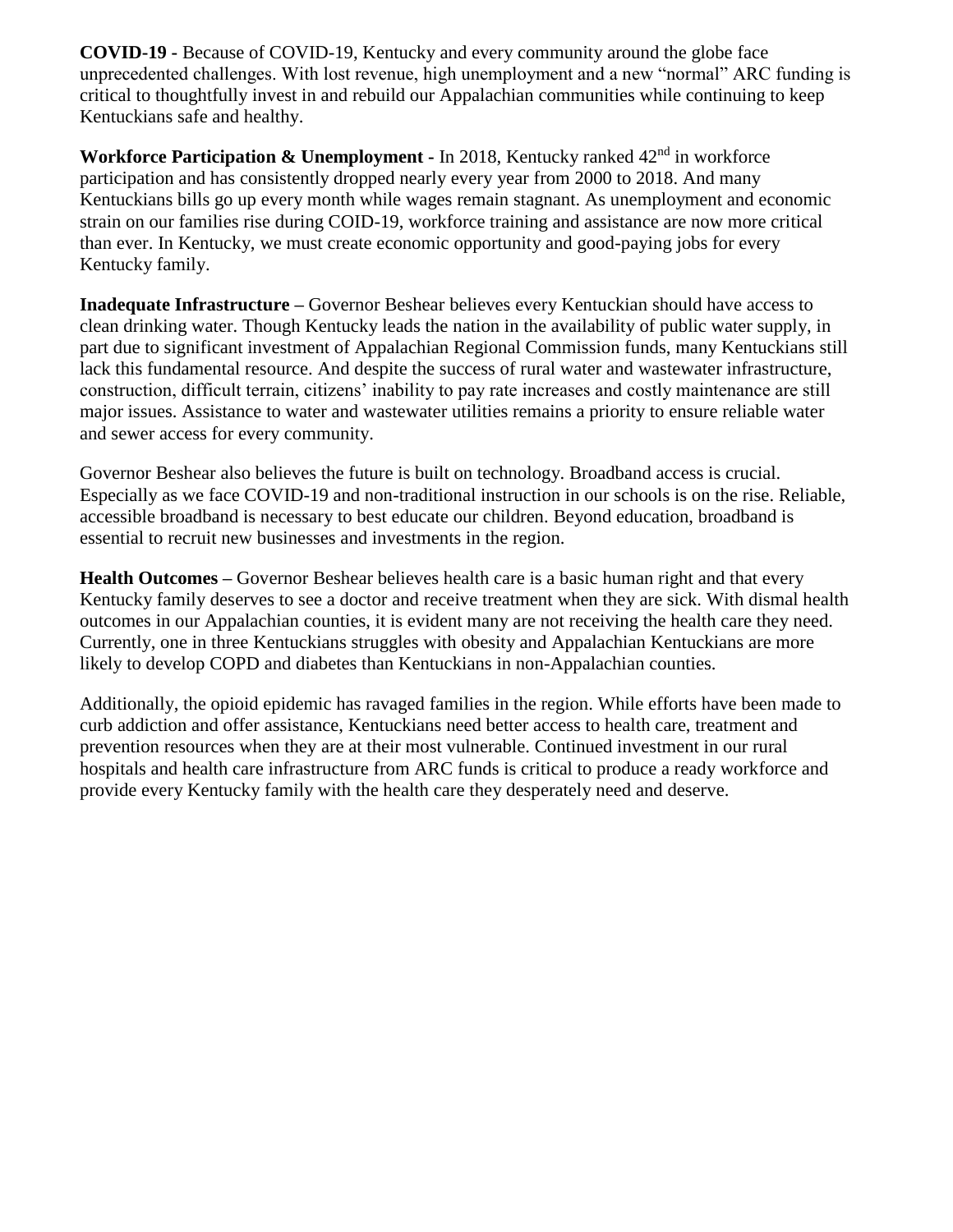**COVID-19 -** Because of COVID-19, Kentucky and every community around the globe face unprecedented challenges. With lost revenue, high unemployment and a new "normal" ARC funding is critical to thoughtfully invest in and rebuild our Appalachian communities while continuing to keep Kentuckians safe and healthy.

**Workforce Participation & Unemployment -** In 2018, Kentucky ranked 42nd in workforce participation and has consistently dropped nearly every year from 2000 to 2018. And many Kentuckians bills go up every month while wages remain stagnant. As unemployment and economic strain on our families rise during COID-19, workforce training and assistance are now more critical than ever. In Kentucky, we must create economic opportunity and good-paying jobs for every Kentucky family.

**Inadequate Infrastructure –** Governor Beshear believes every Kentuckian should have access to clean drinking water. Though Kentucky leads the nation in the availability of public water supply, in part due to significant investment of Appalachian Regional Commission funds, many Kentuckians still lack this fundamental resource. And despite the success of rural water and wastewater infrastructure, construction, difficult terrain, citizens' inability to pay rate increases and costly maintenance are still major issues. Assistance to water and wastewater utilities remains a priority to ensure reliable water and sewer access for every community.

Governor Beshear also believes the future is built on technology. Broadband access is crucial. Especially as we face COVID-19 and non-traditional instruction in our schools is on the rise. Reliable, accessible broadband is necessary to best educate our children. Beyond education, broadband is essential to recruit new businesses and investments in the region.

**Health Outcomes –** Governor Beshear believes health care is a basic human right and that every Kentucky family deserves to see a doctor and receive treatment when they are sick. With dismal health outcomes in our Appalachian counties, it is evident many are not receiving the health care they need. Currently, one in three Kentuckians struggles with obesity and Appalachian Kentuckians are more likely to develop COPD and diabetes than Kentuckians in non-Appalachian counties.

Additionally, the opioid epidemic has ravaged families in the region. While efforts have been made to curb addiction and offer assistance, Kentuckians need better access to health care, treatment and prevention resources when they are at their most vulnerable. Continued investment in our rural hospitals and health care infrastructure from ARC funds is critical to produce a ready workforce and provide every Kentucky family with the health care they desperately need and deserve.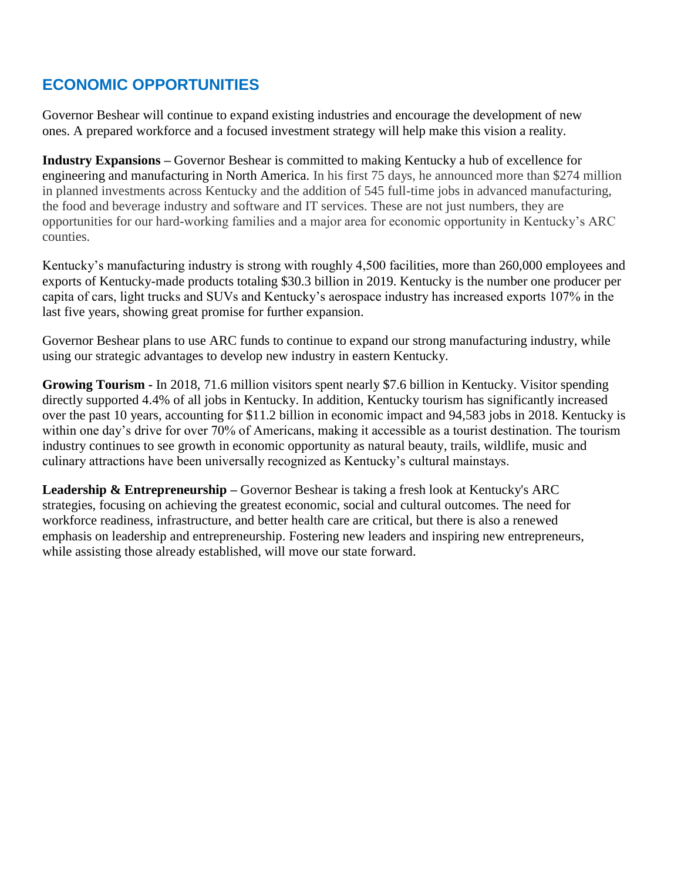## ECONOMIC OPPORTUNITIES

Governor Beshear will continue to expand existing industries and encourage the development of new ones. A prepared workforce and a focused investment strategy will help make this vision a reality.

**Industry Expansions –** Governor Beshear is committed to making Kentucky a hub of excellence for engineering and manufacturing in North America. In his first 75 days, he announced more than $274 million in planned investments across Kentucky and the addition of 545 full-time jobs in advanced manufacturing, the food and beverage industry and software and IT services. These are not just numbers, they are opportunities for our hard-working families and a major area for economic opportunity in Kentucky's ARC counties.

Kentucky's manufacturing industry is strong with roughly 4,500 facilities, more than 260,000 employees and exports of Kentucky-made products totaling $30.3 billion in 2019. Kentucky is the number one producer per capita of cars, light trucks and SUVs and Kentucky's aerospace industry has increased exports 107% in the last five years, showing great promise for further expansion.

Governor Beshear plans to use ARC funds to continue to expand our strong manufacturing industry, while using our strategic advantages to develop new industry in eastern Kentucky.

**Growing Tourism -** In 2018, 71.6 million visitors spent nearly $7.6 billion in Kentucky. Visitor spending directly supported 4.4% of all jobs in Kentucky. In addition, Kentucky tourism has significantly increased over the past 10 years, accounting for $11.2 billion in economic impact and 94,583 jobs in 2018. Kentucky is within one day's drive for over 70% of Americans, making it accessible as a tourist destination. The tourism industry continues to see growth in economic opportunity as natural beauty, trails, wildlife, music and culinary attractions have been universally recognized as Kentucky's cultural mainstays.

**Leadership & Entrepreneurship –** Governor Beshear is taking a fresh look at Kentucky's ARC strategies, focusing on achieving the greatest economic, social and cultural outcomes. The need for workforce readiness, infrastructure, and better health care are critical, but there is also a renewed emphasis on leadership and entrepreneurship. Fostering new leaders and inspiring new entrepreneurs, while assisting those already established, will move our state forward.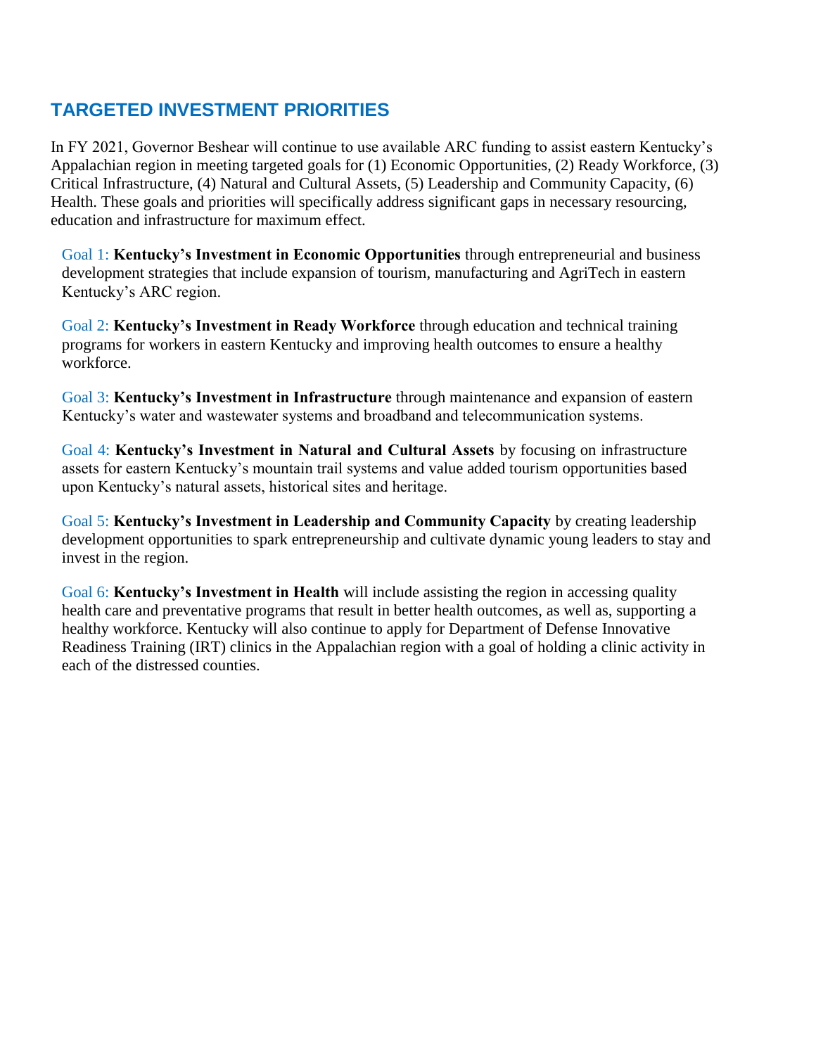## TARGETED INVESTMENT PRIORITIES

In FY 2021, Governor Beshear will continue to use available ARC funding to assist eastern Kentucky's Appalachian region in meeting targeted goals for (1) Economic Opportunities, (2) Ready Workforce, (3) Critical Infrastructure, (4) Natural and Cultural Assets, (5) Leadership and Community Capacity, (6) Health. These goals and priorities will specifically address significant gaps in necessary resourcing, education and infrastructure for maximum effect.

Goal 1: **Kentucky's Investment in Economic Opportunities** through entrepreneurial and business development strategies that include expansion of tourism, manufacturing and AgriTech in eastern Kentucky's ARC region.

Goal 2: **Kentucky's Investment in Ready Workforce** through education and technical training programs for workers in eastern Kentucky and improving health outcomes to ensure a healthy workforce.

Goal 3: **Kentucky's Investment in Infrastructure** through maintenance and expansion of eastern Kentucky's water and wastewater systems and broadband and telecommunication systems.

Goal 4: **Kentucky's Investment in Natural and Cultural Assets** by focusing on infrastructure assets for eastern Kentucky's mountain trail systems and value added tourism opportunities based upon Kentucky's natural assets, historical sites and heritage.

Goal 5: **Kentucky's Investment in Leadership and Community Capacity** by creating leadership development opportunities to spark entrepreneurship and cultivate dynamic young leaders to stay and invest in the region.

Goal 6: **Kentucky's Investment in Health** will include assisting the region in accessing quality health care and preventative programs that result in better health outcomes, as well as, supporting a healthy workforce. Kentucky will also continue to apply for Department of Defense Innovative Readiness Training (IRT) clinics in the Appalachian region with a goal of holding a clinic activity in each of the distressed counties.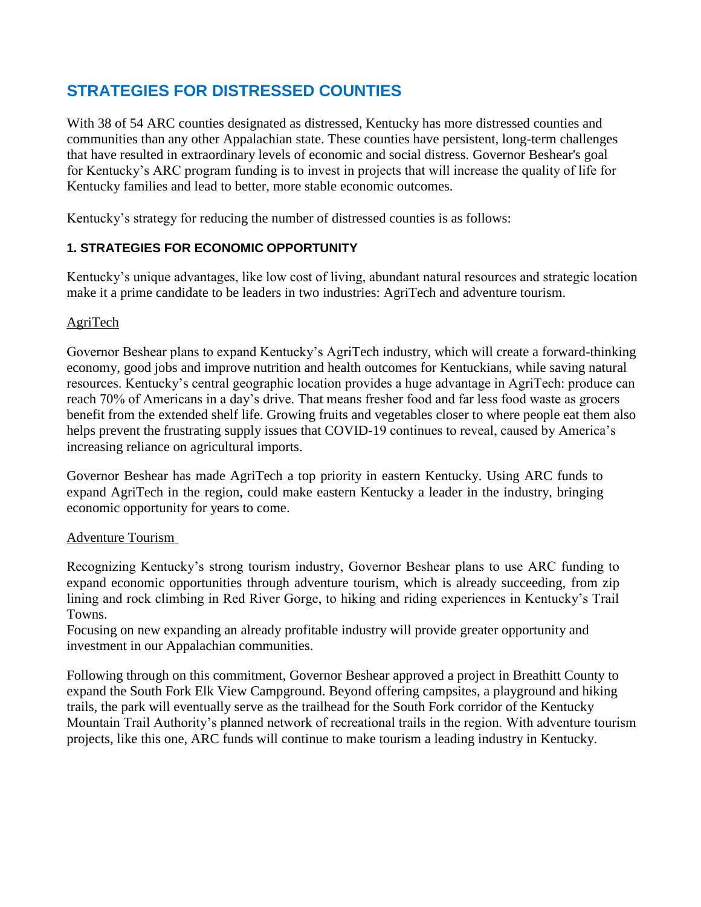## STRATEGIES FOR DISTRESSED COUNTIES

With 38 of 54 ARC counties designated as distressed, Kentucky has more distressed counties and communities than any other Appalachian state. These counties have persistent, long-term challenges that have resulted in extraordinary levels of economic and social distress. Governor Beshear's goal for Kentucky's ARC program funding is to invest in projects that will increase the quality of life for Kentucky families and lead to better, more stable economic outcomes.

Kentucky's strategy for reducing the number of distressed counties is as follows:

### 1. STRATEGIES FOR ECONOMIC OPPORTUNITY

Kentucky's unique advantages, like low cost of living, abundant natural resources and strategic location make it a prime candidate to be leaders in two industries: AgriTech and adventure tourism.

<u>AgriTech</u>

Governor Beshear plans to expand Kentucky's AgriTech industry, which will create a forward-thinking economy, good jobs and improve nutrition and health outcomes for Kentuckians, while saving natural resources. Kentucky's central geographic location provides a huge advantage in AgriTech: produce can reach 70% of Americans in a day's drive. That means fresher food and far less food waste as grocers benefit from the extended shelf life. Growing fruits and vegetables closer to where people eat them also helps prevent the frustrating supply issues that COVID-19 continues to reveal, caused by America's increasing reliance on agricultural imports.

Governor Beshear has made AgriTech a top priority in eastern Kentucky. Using ARC funds to expand AgriTech in the region, could make eastern Kentucky a leader in the industry, bringing economic opportunity for years to come.

<u>Adventure Tourism</u>

Recognizing Kentucky's strong tourism industry, Governor Beshear plans to use ARC funding to expand economic opportunities through adventure tourism, which is already succeeding, from zip lining and rock climbing in Red River Gorge, to hiking and riding experiences in Kentucky's Trail Towns.
Focusing on new expanding an already profitable industry will provide greater opportunity and investment in our Appalachian communities.

Following through on this commitment, Governor Beshear approved a project in Breathitt County to expand the South Fork Elk View Campground. Beyond offering campsites, a playground and hiking trails, the park will eventually serve as the trailhead for the South Fork corridor of the Kentucky Mountain Trail Authority's planned network of recreational trails in the region. With adventure tourism projects, like this one, ARC funds will continue to make tourism a leading industry in Kentucky.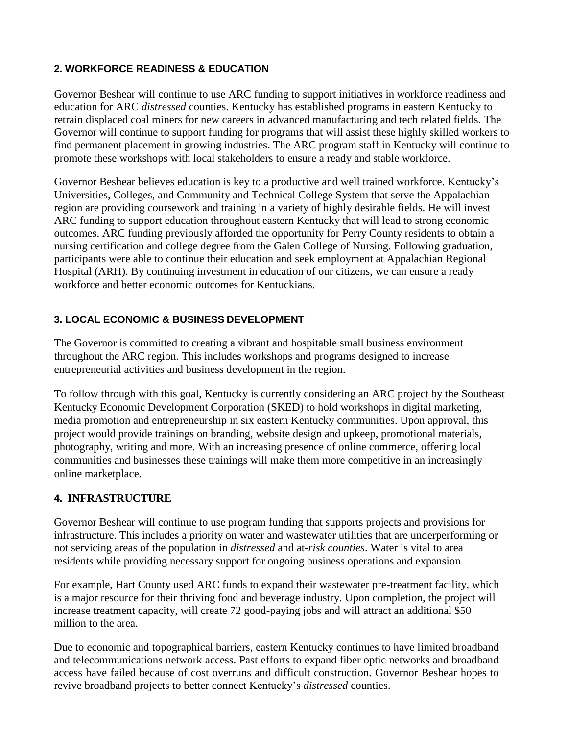### 2. WORKFORCE READINESS & EDUCATION

Governor Beshear will continue to use ARC funding to support initiatives in workforce readiness and education for ARC *distressed* counties. Kentucky has established programs in eastern Kentucky to retrain displaced coal miners for new careers in advanced manufacturing and tech related fields. The Governor will continue to support funding for programs that will assist these highly skilled workers to find permanent placement in growing industries. The ARC program staff in Kentucky will continue to promote these workshops with local stakeholders to ensure a ready and stable workforce.

Governor Beshear believes education is key to a productive and well trained workforce. Kentucky's Universities, Colleges, and Community and Technical College System that serve the Appalachian region are providing coursework and training in a variety of highly desirable fields. He will invest ARC funding to support education throughout eastern Kentucky that will lead to strong economic outcomes. ARC funding previously afforded the opportunity for Perry County residents to obtain a nursing certification and college degree from the Galen College of Nursing. Following graduation, participants were able to continue their education and seek employment at Appalachian Regional Hospital (ARH). By continuing investment in education of our citizens, we can ensure a ready workforce and better economic outcomes for Kentuckians.

### 3. LOCAL ECONOMIC & BUSINESS DEVELOPMENT

The Governor is committed to creating a vibrant and hospitable small business environment throughout the ARC region. This includes workshops and programs designed to increase entrepreneurial activities and business development in the region.

To follow through with this goal, Kentucky is currently considering an ARC project by the Southeast Kentucky Economic Development Corporation (SKED) to hold workshops in digital marketing, media promotion and entrepreneurship in six eastern Kentucky communities. Upon approval, this project would provide trainings on branding, website design and upkeep, promotional materials, photography, writing and more. With an increasing presence of online commerce, offering local communities and businesses these trainings will make them more competitive in an increasingly online marketplace.

### 4. INFRASTRUCTURE

Governor Beshear will continue to use program funding that supports projects and provisions for infrastructure. This includes a priority on water and wastewater utilities that are underperforming or not servicing areas of the population in *distressed* and at-*risk counties*. Water is vital to area residents while providing necessary support for ongoing business operations and expansion.

For example, Hart County used ARC funds to expand their wastewater pre-treatment facility, which is a major resource for their thriving food and beverage industry. Upon completion, the project will increase treatment capacity, will create 72 good-paying jobs and will attract an additional $50 million to the area.

Due to economic and topographical barriers, eastern Kentucky continues to have limited broadband and telecommunications network access. Past efforts to expand fiber optic networks and broadband access have failed because of cost overruns and difficult construction. Governor Beshear hopes to revive broadband projects to better connect Kentucky's *distressed* counties.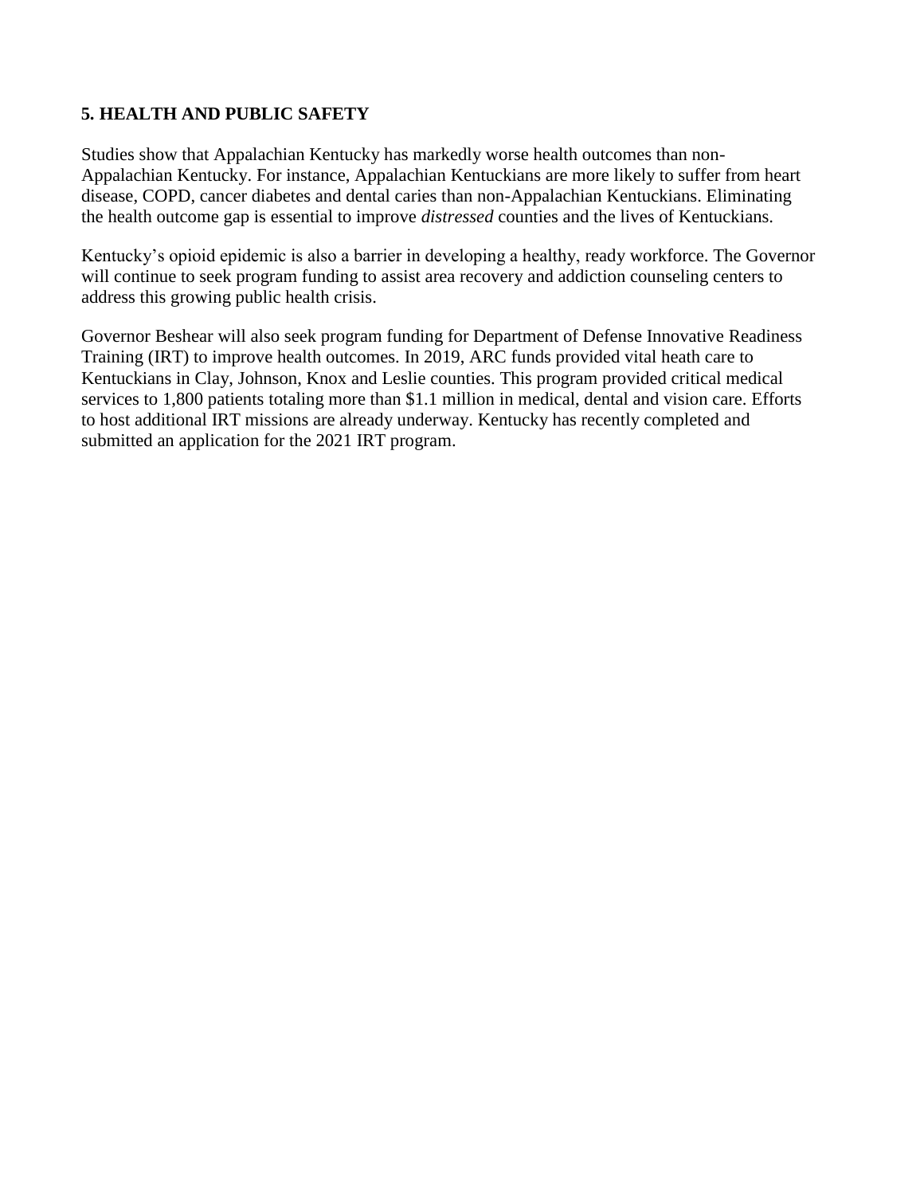## 5. HEALTH AND PUBLIC SAFETY

Studies show that Appalachian Kentucky has markedly worse health outcomes than non-Appalachian Kentucky. For instance, Appalachian Kentuckians are more likely to suffer from heart disease, COPD, cancer diabetes and dental caries than non-Appalachian Kentuckians. Eliminating the health outcome gap is essential to improve *distressed* counties and the lives of Kentuckians.

Kentucky's opioid epidemic is also a barrier in developing a healthy, ready workforce. The Governor will continue to seek program funding to assist area recovery and addiction counseling centers to address this growing public health crisis.

Governor Beshear will also seek program funding for Department of Defense Innovative Readiness Training (IRT) to improve health outcomes. In 2019, ARC funds provided vital heath care to Kentuckians in Clay, Johnson, Knox and Leslie counties. This program provided critical medical services to 1,800 patients totaling more than $1.1 million in medical, dental and vision care. Efforts to host additional IRT missions are already underway. Kentucky has recently completed and submitted an application for the 2021 IRT program.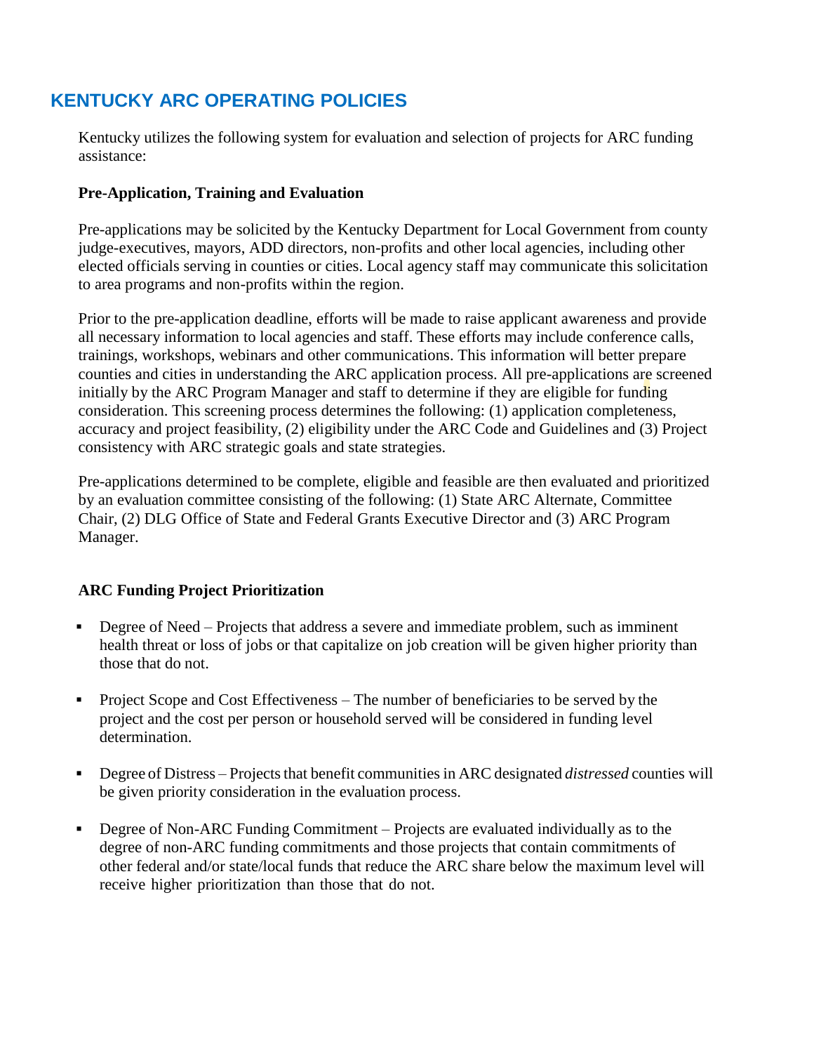## KENTUCKY ARC OPERATING POLICIES

Kentucky utilizes the following system for evaluation and selection of projects for ARC funding assistance:

**Pre-Application, Training and Evaluation**

Pre-applications may be solicited by the Kentucky Department for Local Government from county judge-executives, mayors, ADD directors, non-profits and other local agencies, including other elected officials serving in counties or cities. Local agency staff may communicate this solicitation to area programs and non-profits within the region.

Prior to the pre-application deadline, efforts will be made to raise applicant awareness and provide all necessary information to local agencies and staff. These efforts may include conference calls, trainings, workshops, webinars and other communications. This information will better prepare counties and cities in understanding the ARC application process. All pre-applications are screened initially by the ARC Program Manager and staff to determine if they are eligible for funding consideration. This screening process determines the following: (1) application completeness, accuracy and project feasibility, (2) eligibility under the ARC Code and Guidelines and (3) Project consistency with ARC strategic goals and state strategies.

Pre-applications determined to be complete, eligible and feasible are then evaluated and prioritized by an evaluation committee consisting of the following: (1) State ARC Alternate, Committee Chair, (2) DLG Office of State and Federal Grants Executive Director and (3) ARC Program Manager.

**ARC Funding Project Prioritization**

- Degree of Need – Projects that address a severe and immediate problem, such as imminent health threat or loss of jobs or that capitalize on job creation will be given higher priority than those that do not.
- Project Scope and Cost Effectiveness – The number of beneficiaries to be served by the project and the cost per person or household served will be considered in funding level determination.
- Degree of Distress – Projects that benefit communities in ARC designated *distressed* counties will be given priority consideration in the evaluation process.
- Degree of Non-ARC Funding Commitment – Projects are evaluated individually as to the degree of non-ARC funding commitments and those projects that contain commitments of other federal and/or state/local funds that reduce the ARC share below the maximum level will receive higher prioritization than those that do not.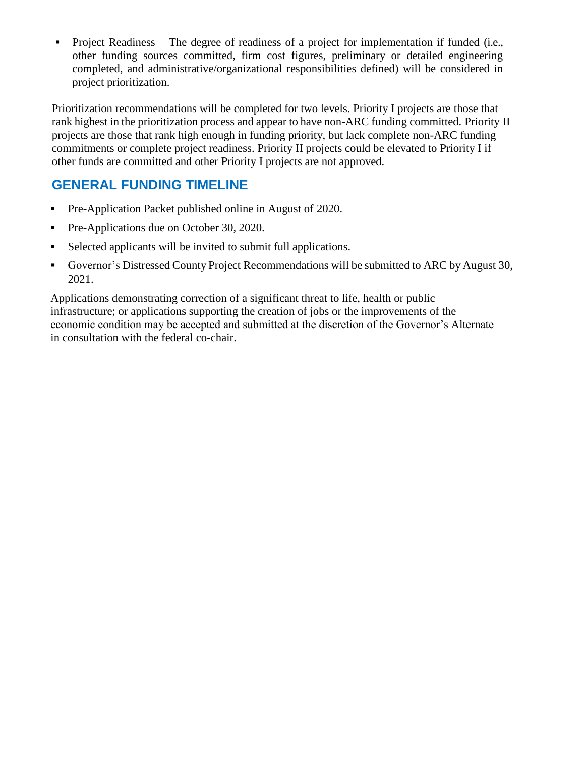- Project Readiness – The degree of readiness of a project for implementation if funded (i.e., other funding sources committed, firm cost figures, preliminary or detailed engineering completed, and administrative/organizational responsibilities defined) will be considered in project prioritization.

Prioritization recommendations will be completed for two levels. Priority I projects are those that rank highest in the prioritization process and appear to have non-ARC funding committed. Priority II projects are those that rank high enough in funding priority, but lack complete non-ARC funding commitments or complete project readiness. Priority II projects could be elevated to Priority I if other funds are committed and other Priority I projects are not approved.

## GENERAL FUNDING TIMELINE

- Pre-Application Packet published online in August of 2020.
- Pre-Applications due on October 30, 2020.
- Selected applicants will be invited to submit full applications.
- Governor's Distressed County Project Recommendations will be submitted to ARC by August 30, 2021.

Applications demonstrating correction of a significant threat to life, health or public infrastructure; or applications supporting the creation of jobs or the improvements of the economic condition may be accepted and submitted at the discretion of the Governor's Alternate in consultation with the federal co-chair.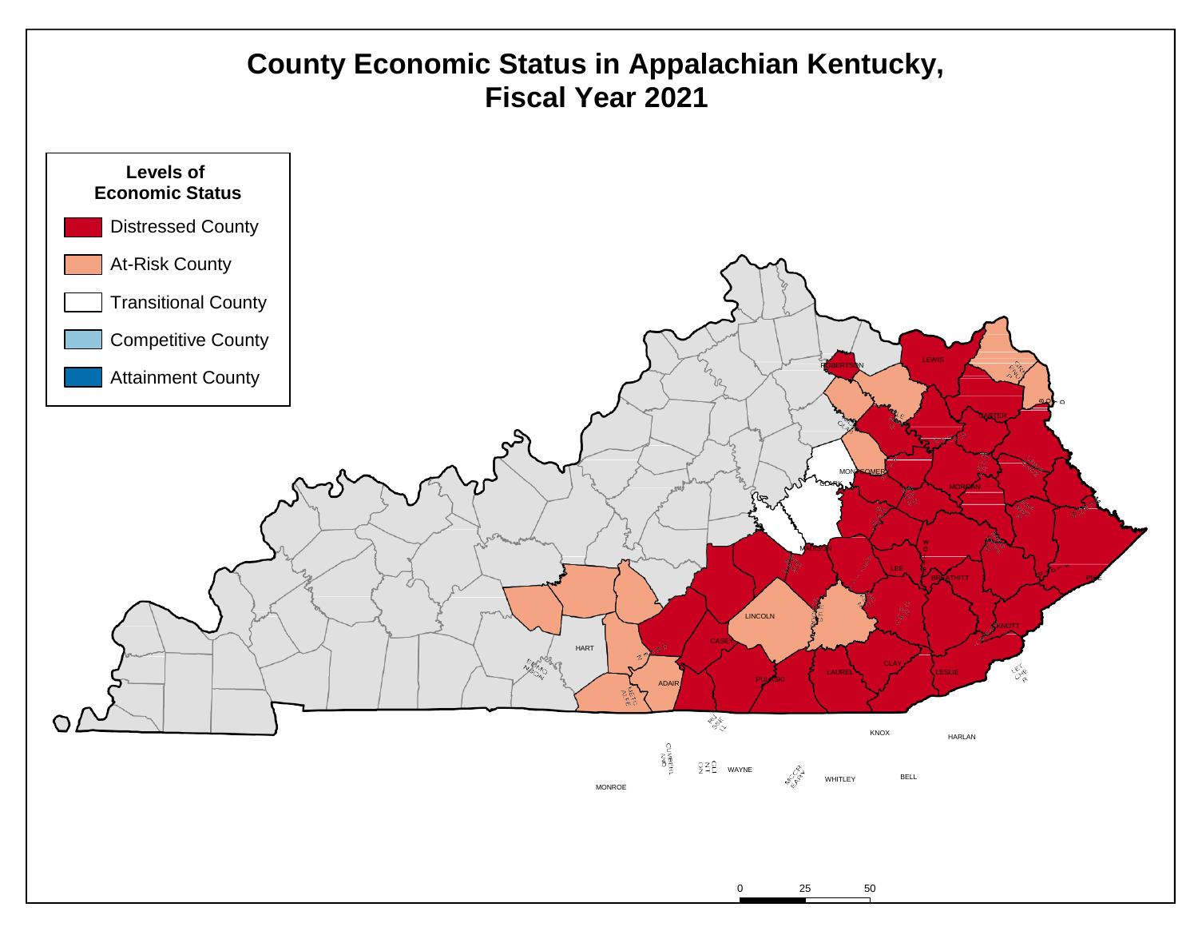# County Economic Status in Appalachian Kentucky, Fiscal Year 2021

**Levels of Economic Status**

Distressed County

At-Risk County

Transitional County

Competitive County

Attainment County

LEWIS

ROBERTSON

CARTER

MONTGOMERY

MORGAN

MADISON

LEE

BREATHITT

PIKE

LINCOLN

KNOTT

HART

CASEY

CLAY

LAUREL

LESLIE

ADAIR

PULASKI

KNOX

HARLAN

WAYNE

WHITLEY

BELL

MONROE

0 25 50